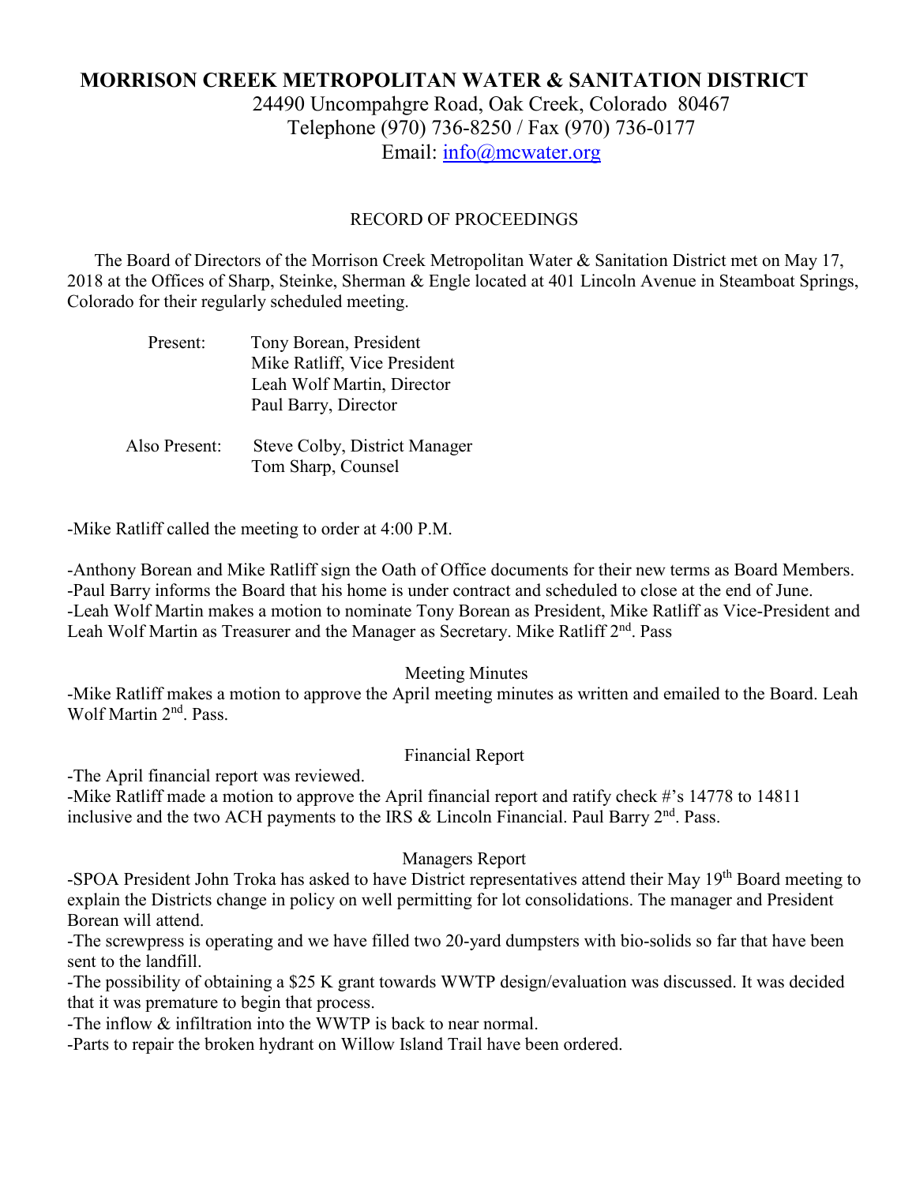# MORRISON CREEK METROPOLITAN WATER & SANITATION DISTRICT

24490 Uncompahgre Road, Oak Creek, Colorado 80467
Telephone (970) 736-8250 / Fax (970) 736-0177
Email: info@mcwater.org

RECORD OF PROCEEDINGS

The Board of Directors of the Morrison Creek Metropolitan Water & Sanitation District met on May 17, 2018 at the Offices of Sharp, Steinke, Sherman & Engle located at 401 Lincoln Avenue in Steamboat Springs, Colorado for their regularly scheduled meeting.

Present: Tony Borean, President
Mike Ratliff, Vice President
Leah Wolf Martin, Director
Paul Barry, Director

Also Present: Steve Colby, District Manager
Tom Sharp, Counsel

-Mike Ratliff called the meeting to order at 4:00 P.M.

-Anthony Borean and Mike Ratliff sign the Oath of Office documents for their new terms as Board Members.
-Paul Barry informs the Board that his home is under contract and scheduled to close at the end of June.
-Leah Wolf Martin makes a motion to nominate Tony Borean as President, Mike Ratliff as Vice-President and Leah Wolf Martin as Treasurer and the Manager as Secretary. Mike Ratliff 2nd. Pass

Meeting Minutes

-Mike Ratliff makes a motion to approve the April meeting minutes as written and emailed to the Board. Leah Wolf Martin 2nd. Pass.

Financial Report

-The April financial report was reviewed.
-Mike Ratliff made a motion to approve the April financial report and ratify check #'s 14778 to 14811 inclusive and the two ACH payments to the IRS & Lincoln Financial. Paul Barry 2nd. Pass.

Managers Report

-SPOA President John Troka has asked to have District representatives attend their May 19th Board meeting to explain the Districts change in policy on well permitting for lot consolidations. The manager and President Borean will attend.
-The screwpress is operating and we have filled two 20-yard dumpsters with bio-solids so far that have been sent to the landfill.
-The possibility of obtaining a $25 K grant towards WWTP design/evaluation was discussed. It was decided that it was premature to begin that process.
-The inflow & infiltration into the WWTP is back to near normal.
-Parts to repair the broken hydrant on Willow Island Trail have been ordered.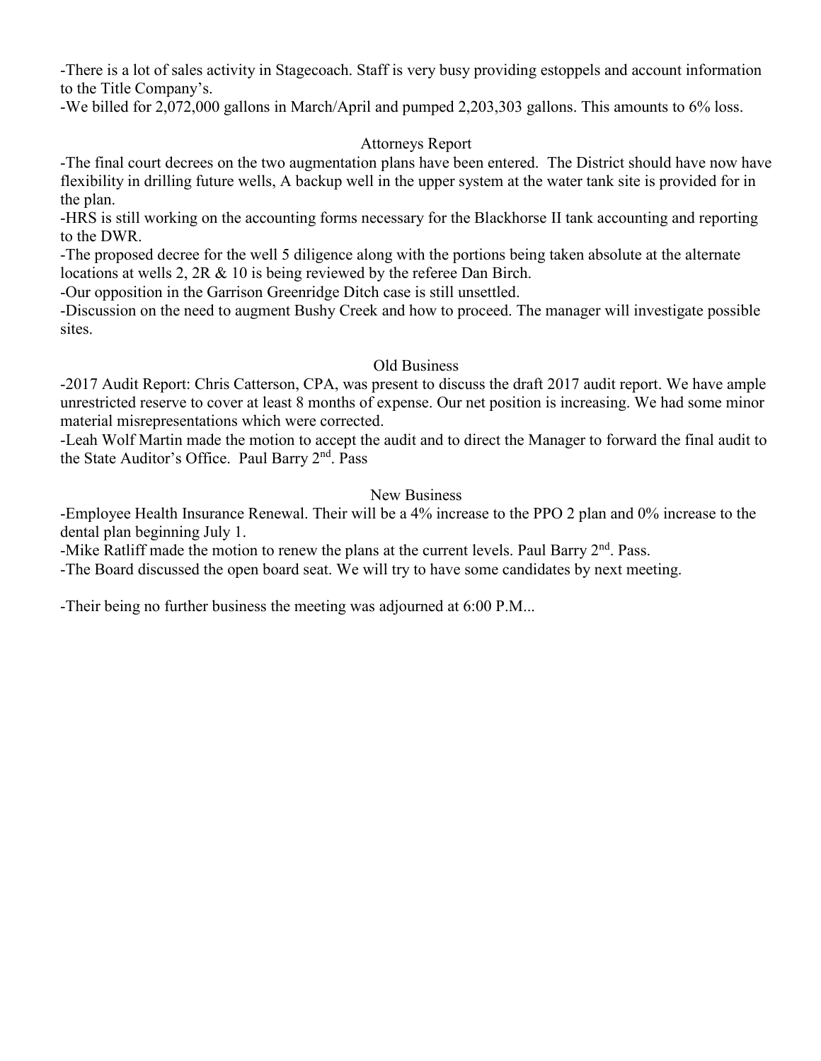-There is a lot of sales activity in Stagecoach. Staff is very busy providing estoppels and account information to the Title Company's.

-We billed for 2,072,000 gallons in March/April and pumped 2,203,303 gallons. This amounts to 6% loss.

## Attorneys Report

-The final court decrees on the two augmentation plans have been entered. The District should have now have flexibility in drilling future wells, A backup well in the upper system at the water tank site is provided for in the plan.

-HRS is still working on the accounting forms necessary for the Blackhorse II tank accounting and reporting to the DWR.

-The proposed decree for the well 5 diligence along with the portions being taken absolute at the alternate locations at wells 2, 2R & 10 is being reviewed by the referee Dan Birch.

-Our opposition in the Garrison Greenridge Ditch case is still unsettled.

-Discussion on the need to augment Bushy Creek and how to proceed. The manager will investigate possible sites.

## Old Business

-2017 Audit Report: Chris Catterson, CPA, was present to discuss the draft 2017 audit report. We have ample unrestricted reserve to cover at least 8 months of expense. Our net position is increasing. We had some minor material misrepresentations which were corrected.

-Leah Wolf Martin made the motion to accept the audit and to direct the Manager to forward the final audit to the State Auditor's Office. Paul Barry 2nd. Pass

## New Business

-Employee Health Insurance Renewal. Their will be a 4% increase to the PPO 2 plan and 0% increase to the dental plan beginning July 1.

-Mike Ratliff made the motion to renew the plans at the current levels. Paul Barry 2nd. Pass.

-The Board discussed the open board seat. We will try to have some candidates by next meeting.

-Their being no further business the meeting was adjourned at 6:00 P.M...